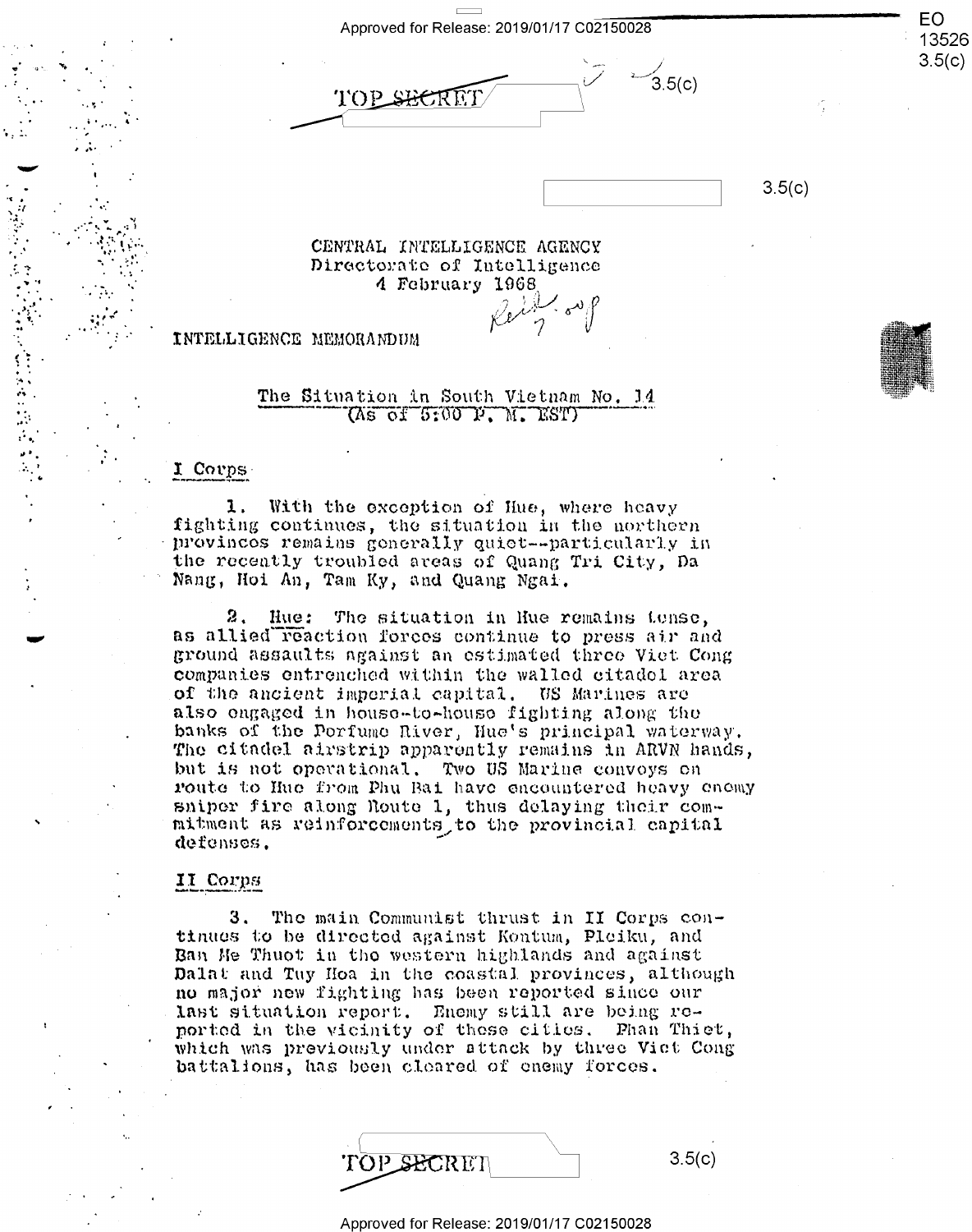TOP SECRET

CENTRAL INTELLIGENCE AGENCY
Directorate of Intelligence
4 February 1968

INTELLIGENCE MEMORANDUM

## The Situation in South Vietnam No. 14
(As of 5:00 P. M. EST)

### I Corps

1. With the exception of Hue, where heavy fighting continues, the situation in the northern provinces remains generally quiet--particularly in the recently troubled areas of Quang Tri City, Da Nang, Hoi An, Tam Ky, and Quang Ngai.

2. Hue: The situation in Hue remains tense, as allied reaction forces continue to press air and ground assaults against an estimated three Viet Cong companies entrenched within the walled citadel area of the ancient imperial capital. US Marines are also engaged in house-to-house fighting along the banks of the Perfume River, Hue's principal waterway. The citadel airstrip apparently remains in ARVN hands, but is not operational. Two US Marine convoys on route to Hue from Phu Bai have encountered heavy enemy sniper fire along Route 1, thus delaying their commitment as reinforcements to the provincial capital defenses.

### II Corps

3. The main Communist thrust in II Corps continues to be directed against Kontum, Pleiku, and Ban Me Thuot in the western highlands and against Dalat and Tuy Hoa in the coastal provinces, although no major new fighting has been reported since our last situation report. Enemy still are being reported in the vicinity of these cities. Phan Thiet, which was previously under attack by three Viet Cong battalions, has been cleared of enemy forces.

TOP SECRET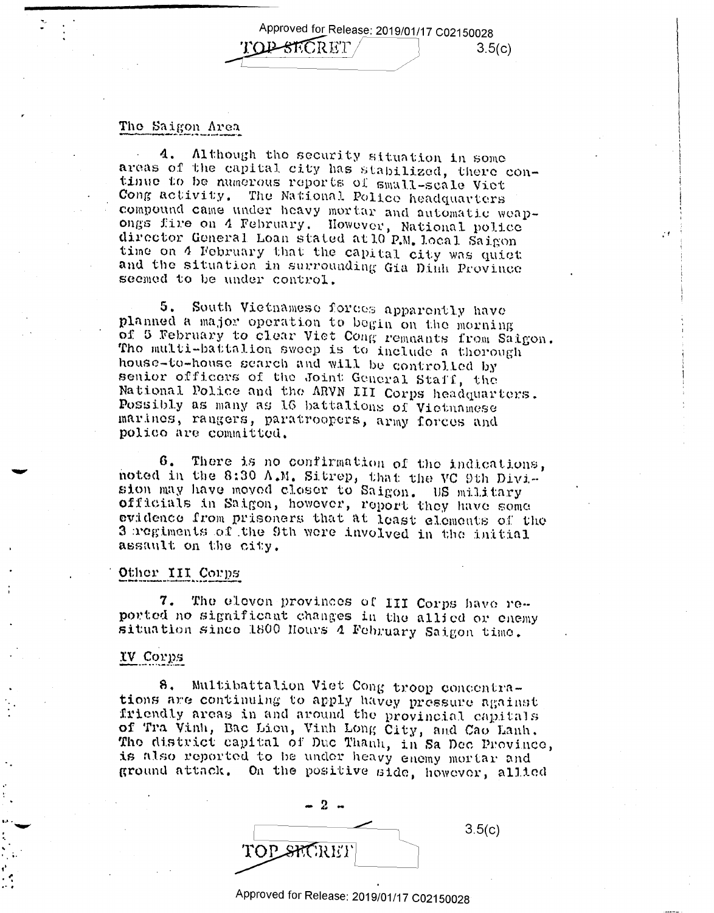## The Saigon Area

4. Although the security situation in some areas of the capital city has stabilized, there continue to be numerous reports of small-scale Viet Cong activity. The National Police headquarters compound came under heavy mortar and automatic weapongs fire on 4 February. However, National police director General Loan stated at 10 P.M. local Saigon time on 4 February that the capital city was quiet and the situation in surrounding Gia Dinh Province seemed to be under control.

5. South Vietnamese forces apparently have planned a major operation to begin on the morning of 5 February to clear Viet Cong remnants from Saigon. The multi-battalion sweep is to include a thorough house-to-house search and will be controlled by senior officers of the Joint General Staff, the National Police and the ARVN III Corps headquarters. Possibly as many as 16 battalions of Vietnamese marines, rangers, paratroopers, army forces and police are committed.

6. There is no confirmation of the indications, noted in the 8:30 A.M. Sitrep, that the VC 9th Division may have moved closer to Saigon. US military officials in Saigon, however, report they have some evidence from prisoners that at least elements of the 3 regiments of the 9th were involved in the initial assault on the city.

## Other III Corps

7. The eleven provinces of III Corps have reported no significant changes in the allied or enemy situation since 1800 Hours 4 February Saigon time.

## IV Corps

8. Multibattalion Viet Cong troop concentrations are continuing to apply havey pressure against friendly areas in and around the provincial capitals of Tra Vinh, Bac Lieu, Vinh Long City, and Cao Lanh. The district capital of Duc Thanh, in Sa Dec Province, is also reported to be under heavy enemy mortar and ground attack. On the positive side, however, allied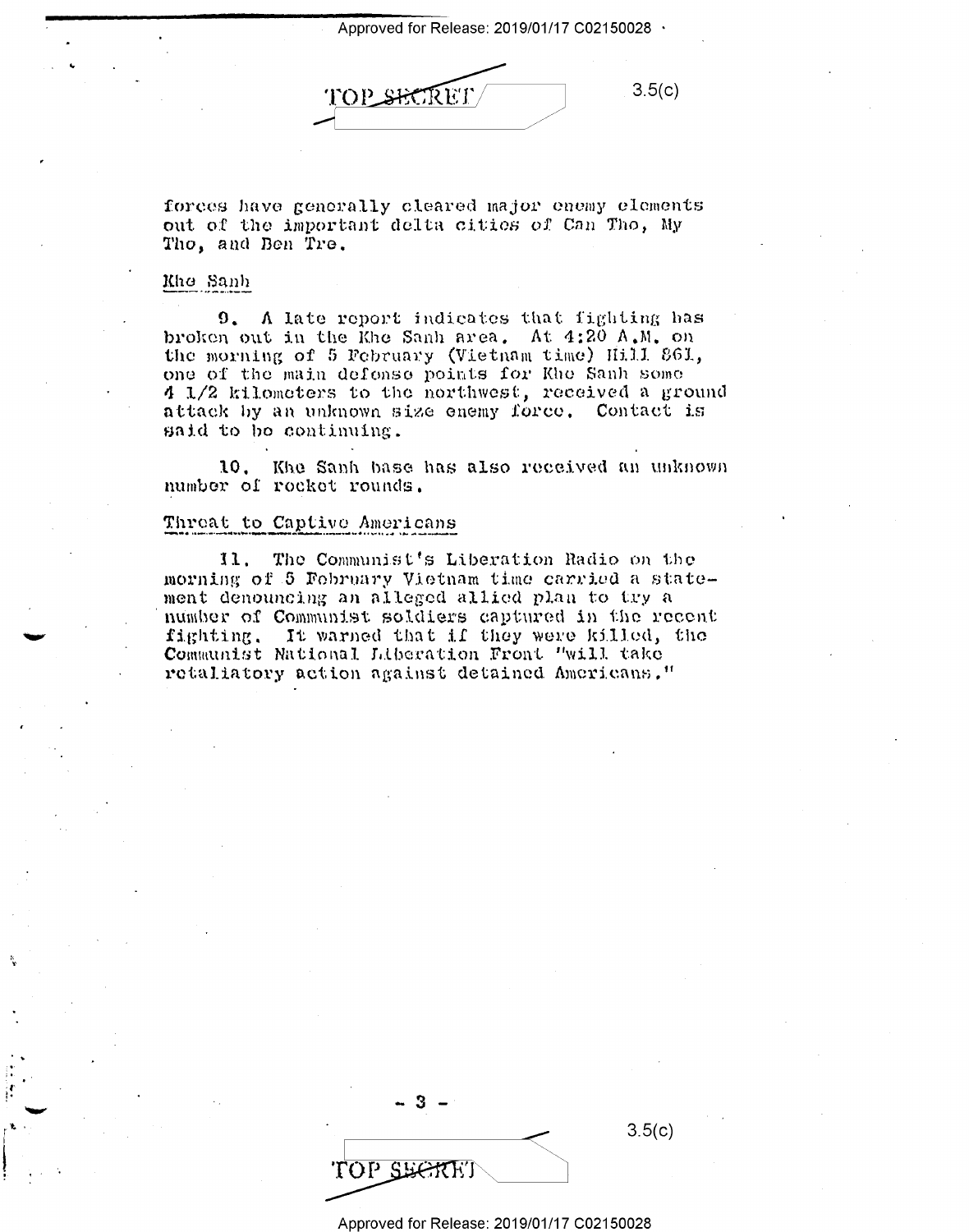forces have generally cleared major enemy elements out of the important delta cities of Can Tho, My Tho, and Ben Tre.

## Khe Sanh

9. A late report indicates that fighting has broken out in the Khe Sanh area. At 4:20 A.M. on the morning of 5 February (Vietnam time) Hill 861, one of the main defense points for Khe Sanh some 4 1/2 kilometers to the northwest, received a ground attack by an unknown size enemy force. Contact is said to be continuing.

10. Khe Sanh base has also received an unknown number of rocket rounds.

## Threat to Captive Americans

11. The Communist's Liberation Radio on the morning of 5 February Vietnam time carried a statement denouncing an alleged allied plan to try a number of Communist soldiers captured in the recent fighting. It warned that if they were killed, the Communist National Liberation Front "will take retaliatory action against detained Americans."